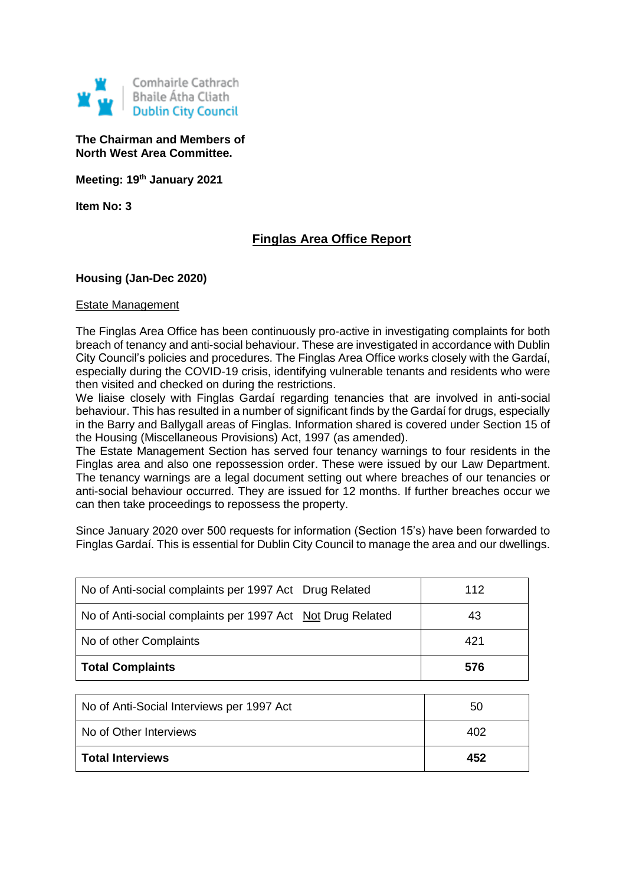Comhairle Cathrach
Bhaile Átha Cliath
Dublin City Council

**The Chairman and Members of**
**North West Area Committee.**

**Meeting: 19th January 2021**

**Item No: 3**

# Finglas Area Office Report

## Housing (Jan-Dec 2020)

### Estate Management

The Finglas Area Office has been continuously pro-active in investigating complaints for both breach of tenancy and anti-social behaviour. These are investigated in accordance with Dublin City Council's policies and procedures. The Finglas Area Office works closely with the Gardaí, especially during the COVID-19 crisis, identifying vulnerable tenants and residents who were then visited and checked on during the restrictions.
We liaise closely with Finglas Gardaí regarding tenancies that are involved in anti-social behaviour. This has resulted in a number of significant finds by the Gardaí for drugs, especially in the Barry and Ballygall areas of Finglas. Information shared is covered under Section 15 of the Housing (Miscellaneous Provisions) Act, 1997 (as amended).
The Estate Management Section has served four tenancy warnings to four residents in the Finglas area and also one repossession order. These were issued by our Law Department. The tenancy warnings are a legal document setting out where breaches of our tenancies or anti-social behaviour occurred. They are issued for 12 months. If further breaches occur we can then take proceedings to repossess the property.

Since January 2020 over 500 requests for information (Section 15's) have been forwarded to Finglas Gardaí. This is essential for Dublin City Council to manage the area and our dwellings.

| | |
|---|---|
| No of Anti-social complaints per 1997 Act Drug Related | 112 |
| No of Anti-social complaints per 1997 Act Not Drug Related | 43 |
| No of other Complaints | 421 |
| **Total Complaints** | **576** |

| | |
|---|---|
| No of Anti-Social Interviews per 1997 Act | 50 |
| No of Other Interviews | 402 |
| **Total Interviews** | **452** |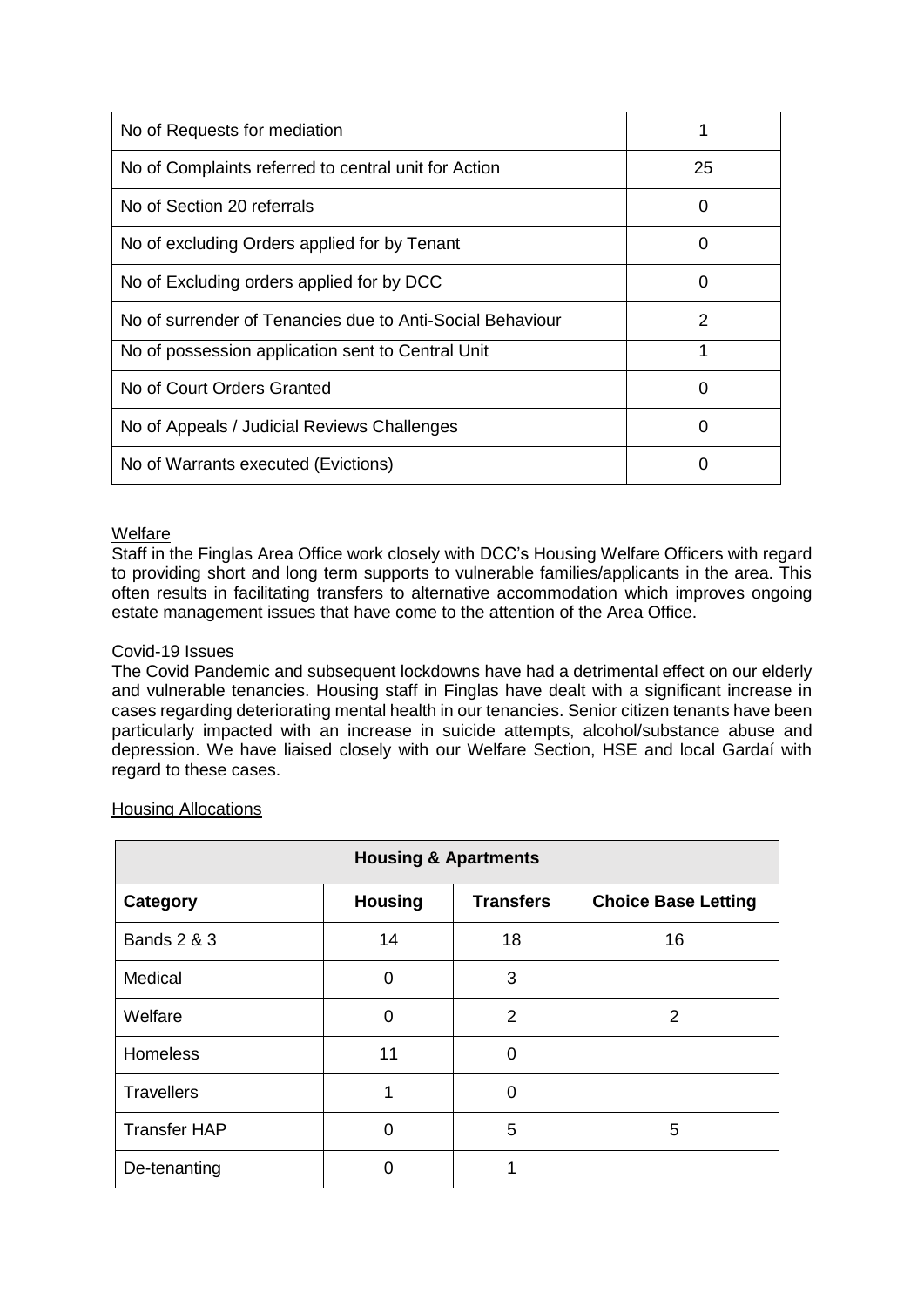| No of Requests for mediation | 1 |
|---|---|
| No of Complaints referred to central unit for Action | 25 |
| No of Section 20 referrals | 0 |
| No of excluding Orders applied for by Tenant | 0 |
| No of Excluding orders applied for by DCC | 0 |
| No of surrender of Tenancies due to Anti-Social Behaviour | 2 |
| No of possession application sent to Central Unit | 1 |
| No of Court Orders Granted | 0 |
| No of Appeals / Judicial Reviews Challenges | 0 |
| No of Warrants executed (Evictions) | 0 |

Welfare

Staff in the Finglas Area Office work closely with DCC's Housing Welfare Officers with regard to providing short and long term supports to vulnerable families/applicants in the area. This often results in facilitating transfers to alternative accommodation which improves ongoing estate management issues that have come to the attention of the Area Office.

Covid-19 Issues

The Covid Pandemic and subsequent lockdowns have had a detrimental effect on our elderly and vulnerable tenancies. Housing staff in Finglas have dealt with a significant increase in cases regarding deteriorating mental health in our tenancies. Senior citizen tenants have been particularly impacted with an increase in suicide attempts, alcohol/substance abuse and depression. We have liaised closely with our Welfare Section, HSE and local Gardaí with regard to these cases.

Housing Allocations

| **Housing & Apartments** | | | |
|---|---|---|---|
| **Category** | **Housing** | **Transfers** | **Choice Base Letting** |
| Bands 2 & 3 | 14 | 18 | 16 |
| Medical | 0 | 3 | |
| Welfare | 0 | 2 | 2 |
| Homeless | 11 | 0 | |
| Travellers | 1 | 0 | |
| Transfer HAP | 0 | 5 | 5 |
| De-tenanting | 0 | 1 | |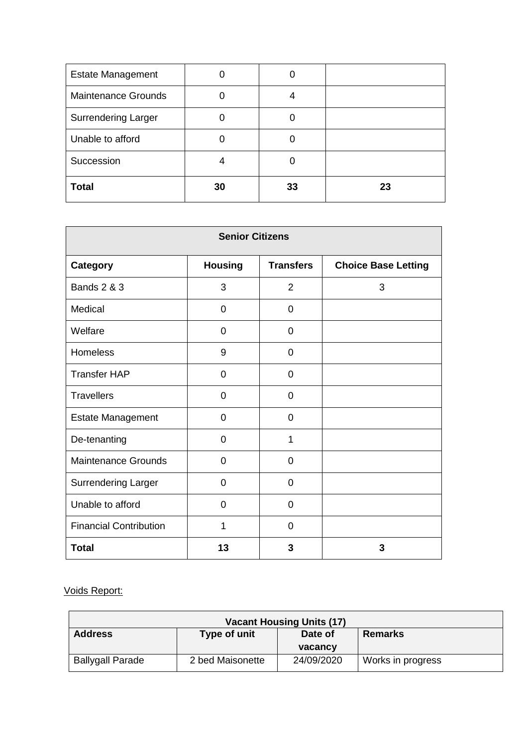| | | | |
|---|---|---|---|
| Estate Management | 0 | 0 | |
| Maintenance Grounds | 0 | 4 | |
| Surrendering Larger | 0 | 0 | |
| Unable to afford | 0 | 0 | |
| Succession | 4 | 0 | |
| **Total** | **30** | **33** | **23** |

| **Senior Citizens** | | | |
|---|---|---|---|
| **Category** | **Housing** | **Transfers** | **Choice Base Letting** |
| Bands 2 & 3 | 3 | 2 | 3 |
| Medical | 0 | 0 | |
| Welfare | 0 | 0 | |
| Homeless | 9 | 0 | |
| Transfer HAP | 0 | 0 | |
| Travellers | 0 | 0 | |
| Estate Management | 0 | 0 | |
| De-tenanting | 0 | 1 | |
| Maintenance Grounds | 0 | 0 | |
| Surrendering Larger | 0 | 0 | |
| Unable to afford | 0 | 0 | |
| Financial Contribution | 1 | 0 | |
| **Total** | **13** | **3** | **3** |

Voids Report:

| **Vacant Housing Units (17)** | | | |
|---|---|---|---|
| **Address** | **Type of unit** | **Date of vacancy** | **Remarks** |
| Ballygall Parade | 2 bed Maisonette | 24/09/2020 | Works in progress |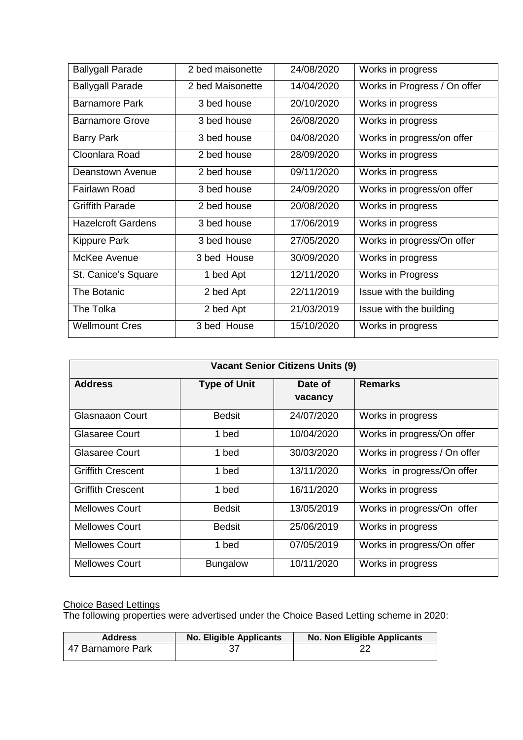| | | | |
|---|---|---|---|
| Ballygall Parade | 2 bed maisonette | 24/08/2020 | Works in progress |
| Ballygall Parade | 2 bed Maisonette | 14/04/2020 | Works in Progress / On offer |
| Barnamore Park | 3 bed house | 20/10/2020 | Works in progress |
| Barnamore Grove | 3 bed house | 26/08/2020 | Works in progress |
| Barry Park | 3 bed house | 04/08/2020 | Works in progress/on offer |
| Cloonlara Road | 2 bed house | 28/09/2020 | Works in progress |
| Deanstown Avenue | 2 bed house | 09/11/2020 | Works in progress |
| Fairlawn Road | 3 bed house | 24/09/2020 | Works in progress/on offer |
| Griffith Parade | 2 bed house | 20/08/2020 | Works in progress |
| Hazelcroft Gardens | 3 bed house | 17/06/2019 | Works in progress |
| Kippure Park | 3 bed house | 27/05/2020 | Works in progress/On offer |
| McKee Avenue | 3 bed House | 30/09/2020 | Works in progress |
| St. Canice's Square | 1 bed Apt | 12/11/2020 | Works in Progress |
| The Botanic | 2 bed Apt | 22/11/2019 | Issue with the building |
| The Tolka | 2 bed Apt | 21/03/2019 | Issue with the building |
| Wellmount Cres | 3 bed House | 15/10/2020 | Works in progress |

| **Vacant Senior Citizens Units (9)** | | | |
|---|---|---|---|
| **Address** | **Type of Unit** | **Date of vacancy** | **Remarks** |
| Glasnaaon Court | Bedsit | 24/07/2020 | Works in progress |
| Glasaree Court | 1 bed | 10/04/2020 | Works in progress/On offer |
| Glasaree Court | 1 bed | 30/03/2020 | Works in progress / On offer |
| Griffith Crescent | 1 bed | 13/11/2020 | Works in progress/On offer |
| Griffith Crescent | 1 bed | 16/11/2020 | Works in progress |
| Mellowes Court | Bedsit | 13/05/2019 | Works in progress/On offer |
| Mellowes Court | Bedsit | 25/06/2019 | Works in progress |
| Mellowes Court | 1 bed | 07/05/2019 | Works in progress/On offer |
| Mellowes Court | Bungalow | 10/11/2020 | Works in progress |

Choice Based Lettings

The following properties were advertised under the Choice Based Letting scheme in 2020:

| Address | No. Eligible Applicants | No. Non Eligible Applicants |
|---|---|---|
| 47 Barnamore Park | 37 | 22 |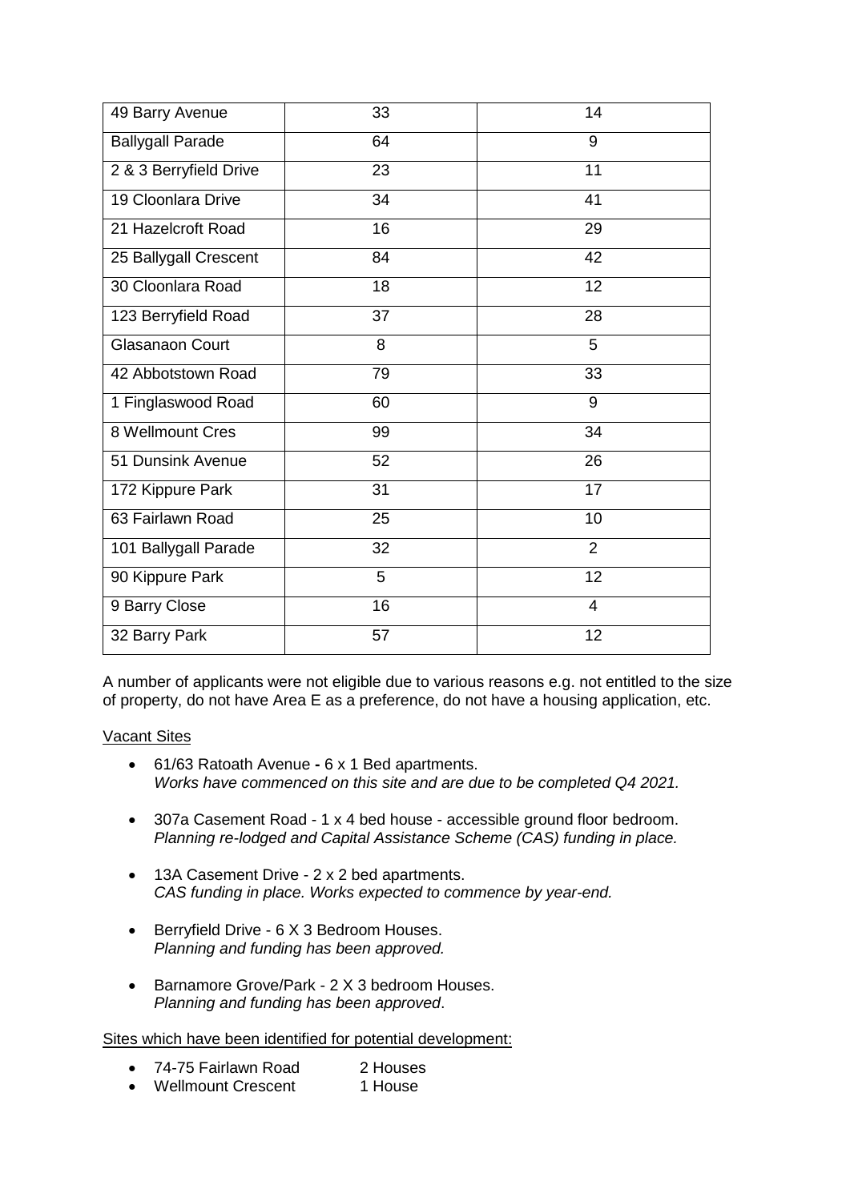| 49 Barry Avenue | 33 | 14 |
|---|---|---|
| Ballygall Parade | 64 | 9 |
| 2 & 3 Berryfield Drive | 23 | 11 |
| 19 Cloonlara Drive | 34 | 41 |
| 21 Hazelcroft Road | 16 | 29 |
| 25 Ballygall Crescent | 84 | 42 |
| 30 Cloonlara Road | 18 | 12 |
| 123 Berryfield Road | 37 | 28 |
| Glasanaon Court | 8 | 5 |
| 42 Abbotstown Road | 79 | 33 |
| 1 Finglaswood Road | 60 | 9 |
| 8 Wellmount Cres | 99 | 34 |
| 51 Dunsink Avenue | 52 | 26 |
| 172 Kippure Park | 31 | 17 |
| 63 Fairlawn Road | 25 | 10 |
| 101 Ballygall Parade | 32 | 2 |
| 90 Kippure Park | 5 | 12 |
| 9 Barry Close | 16 | 4 |
| 32 Barry Park | 57 | 12 |

A number of applicants were not eligible due to various reasons e.g. not entitled to the size of property, do not have Area E as a preference, do not have a housing application, etc.

<u>Vacant Sites</u>

- 61/63 Ratoath Avenue **-** 6 x 1 Bed apartments.
  *Works have commenced on this site and are due to be completed Q4 2021.*

- 307a Casement Road - 1 x 4 bed house - accessible ground floor bedroom.
  *Planning re-lodged and Capital Assistance Scheme (CAS) funding in place.*

- 13A Casement Drive - 2 x 2 bed apartments.
  *CAS funding in place. Works expected to commence by year-end.*

- Berryfield Drive - 6 X 3 Bedroom Houses.
  *Planning and funding has been approved.*

- Barnamore Grove/Park - 2 X 3 bedroom Houses.
  *Planning and funding has been approved*.

<u>Sites which have been identified for potential development:</u>

- 74-75 Fairlawn Road 2 Houses
- Wellmount Crescent 1 House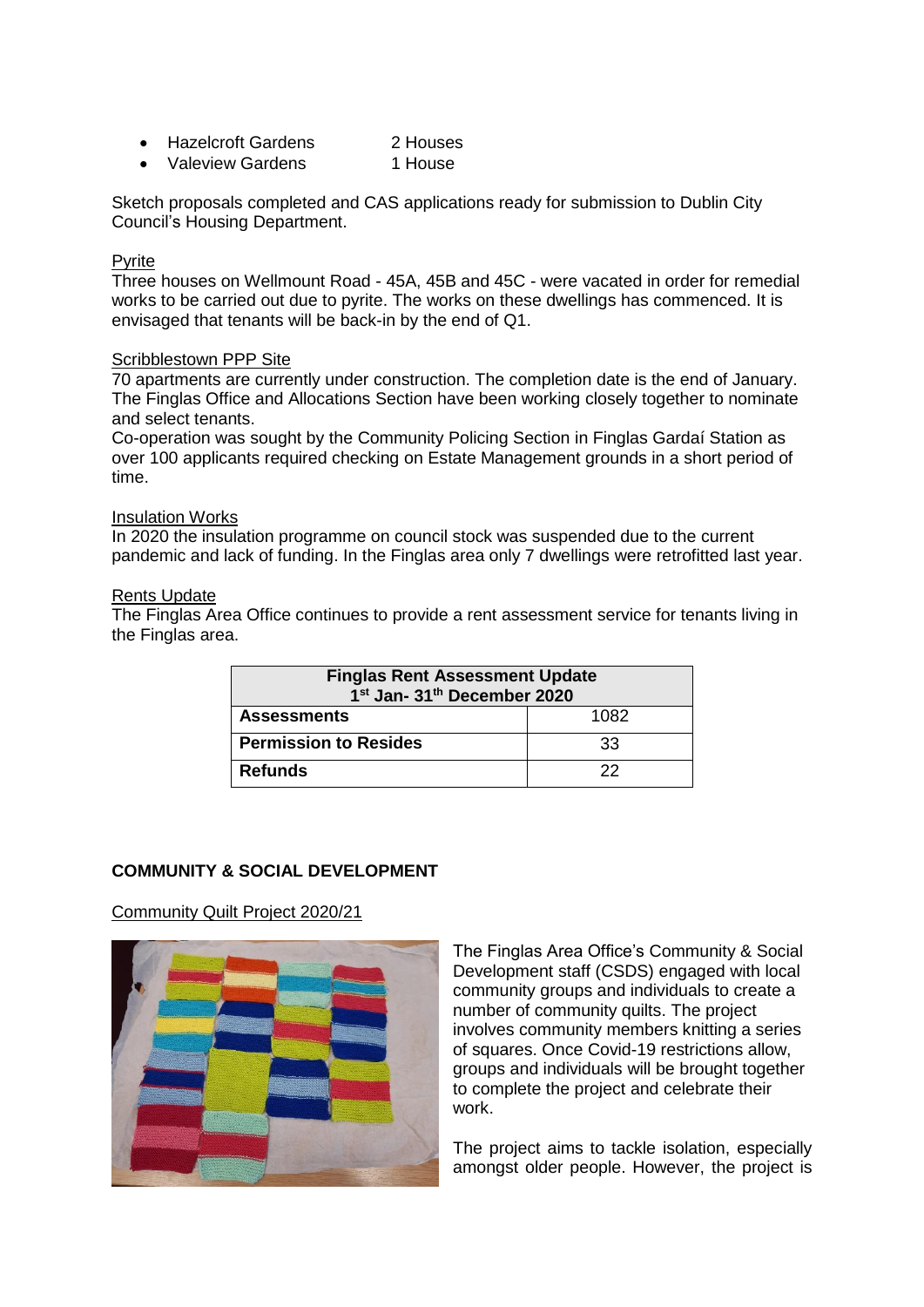- Hazelcroft Gardens 2 Houses
- Valeview Gardens 1 House

Sketch proposals completed and CAS applications ready for submission to Dublin City Council's Housing Department.

Pyrite

Three houses on Wellmount Road - 45A, 45B and 45C - were vacated in order for remedial works to be carried out due to pyrite. The works on these dwellings has commenced. It is envisaged that tenants will be back-in by the end of Q1.

Scribblestown PPP Site

70 apartments are currently under construction. The completion date is the end of January. The Finglas Office and Allocations Section have been working closely together to nominate and select tenants.

Co-operation was sought by the Community Policing Section in Finglas Gardaí Station as over 100 applicants required checking on Estate Management grounds in a short period of time.

Insulation Works

In 2020 the insulation programme on council stock was suspended due to the current pandemic and lack of funding. In the Finglas area only 7 dwellings were retrofitted last year.

Rents Update

The Finglas Area Office continues to provide a rent assessment service for tenants living in the Finglas area.

| Finglas Rent Assessment Update 1st Jan- 31th December 2020 | |
|---|---|
| **Assessments** | 1082 |
| **Permission to Resides** | 33 |
| **Refunds** | 22 |

**COMMUNITY & SOCIAL DEVELOPMENT**

Community Quilt Project 2020/21

The Finglas Area Office's Community & Social Development staff (CSDS) engaged with local community groups and individuals to create a number of community quilts. The project involves community members knitting a series of squares. Once Covid-19 restrictions allow, groups and individuals will be brought together to complete the project and celebrate their work.

The project aims to tackle isolation, especially amongst older people. However, the project is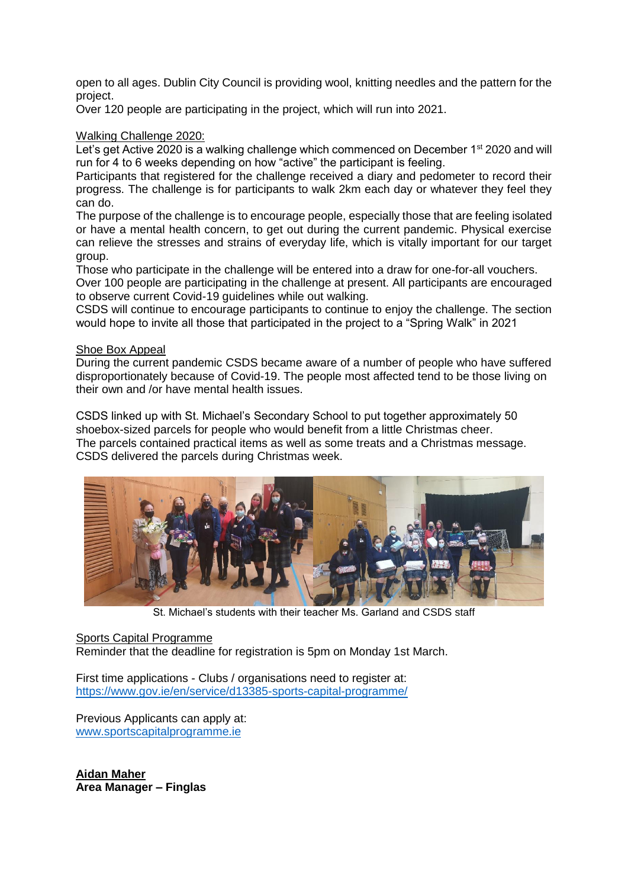open to all ages. Dublin City Council is providing wool, knitting needles and the pattern for the project.
Over 120 people are participating in the project, which will run into 2021.

Walking Challenge 2020:

Let's get Active 2020 is a walking challenge which commenced on December 1st 2020 and will run for 4 to 6 weeks depending on how "active" the participant is feeling.
Participants that registered for the challenge received a diary and pedometer to record their progress. The challenge is for participants to walk 2km each day or whatever they feel they can do.
The purpose of the challenge is to encourage people, especially those that are feeling isolated or have a mental health concern, to get out during the current pandemic. Physical exercise can relieve the stresses and strains of everyday life, which is vitally important for our target group.
Those who participate in the challenge will be entered into a draw for one-for-all vouchers.
Over 100 people are participating in the challenge at present. All participants are encouraged to observe current Covid-19 guidelines while out walking.
CSDS will continue to encourage participants to continue to enjoy the challenge. The section would hope to invite all those that participated in the project to a "Spring Walk" in 2021

Shoe Box Appeal

During the current pandemic CSDS became aware of a number of people who have suffered disproportionately because of Covid-19. The people most affected tend to be those living on their own and /or have mental health issues.

CSDS linked up with St. Michael's Secondary School to put together approximately 50 shoebox-sized parcels for people who would benefit from a little Christmas cheer.
The parcels contained practical items as well as some treats and a Christmas message.
CSDS delivered the parcels during Christmas week.

St. Michael's students with their teacher Ms. Garland and CSDS staff

Sports Capital Programme

Reminder that the deadline for registration is 5pm on Monday 1st March.

First time applications - Clubs / organisations need to register at:
https://www.gov.ie/en/service/d13385-sports-capital-programme/

Previous Applicants can apply at:
www.sportscapitalprogramme.ie

**Aidan Maher**
**Area Manager – Finglas**